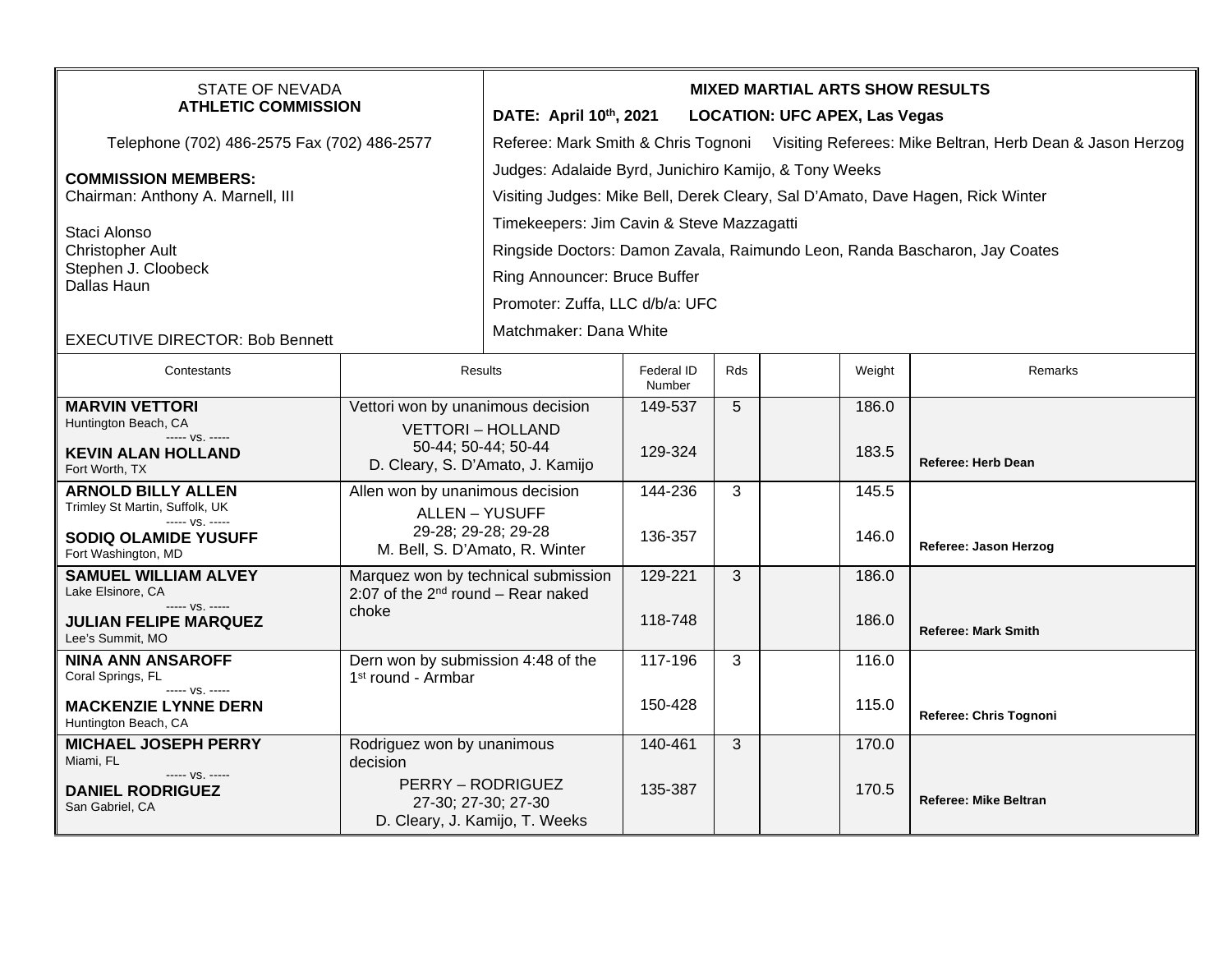STATE OF NEVADA
**ATHLETIC COMMISSION**

Telephone (702) 486-2575 Fax (702) 486-2577

**COMMISSION MEMBERS:**
Chairman: Anthony A. Marnell, III

Staci Alonso
Christopher Ault
Stephen J. Cloobeck
Dallas Haun

EXECUTIVE DIRECTOR: Bob Bennett

**MIXED MARTIAL ARTS SHOW RESULTS**

**DATE: April 10th, 2021 LOCATION: UFC APEX, Las Vegas**

Referee: Mark Smith & Chris Tognoni Visiting Referees: Mike Beltran, Herb Dean & Jason Herzog

Judges: Adalaide Byrd, Junichiro Kamijo, & Tony Weeks

Visiting Judges: Mike Bell, Derek Cleary, Sal D'Amato, Dave Hagen, Rick Winter

Timekeepers: Jim Cavin & Steve Mazzagatti

Ringside Doctors: Damon Zavala, Raimundo Leon, Randa Bascharon, Jay Coates

Ring Announcer: Bruce Buffer

Promoter: Zuffa, LLC d/b/a: UFC

Matchmaker: Dana White

| Contestants | Results | Federal ID Number | Rds | | Weight | Remarks |
|---|---|---|---|---|---|---|
| **MARVIN VETTORI** Huntington Beach, CA ----- vs. ----- **KEVIN ALAN HOLLAND** Fort Worth, TX | Vettori won by unanimous decision VETTORI – HOLLAND 50-44; 50-44; 50-44 D. Cleary, S. D'Amato, J. Kamijo | 149-537 / 129-324 | 5 | | 186.0 / 183.5 | **Referee: Herb Dean** |
| **ARNOLD BILLY ALLEN** Trimley St Martin, Suffolk, UK ----- vs. ----- **SODIQ OLAMIDE YUSUFF** Fort Washington, MD | Allen won by unanimous decision ALLEN – YUSUFF 29-28; 29-28; 29-28 M. Bell, S. D'Amato, R. Winter | 144-236 / 136-357 | 3 | | 145.5 / 146.0 | **Referee: Jason Herzog** |
| **SAMUEL WILLIAM ALVEY** Lake Elsinore, CA ----- vs. ----- **JULIAN FELIPE MARQUEZ** Lee's Summit, MO | Marquez won by technical submission 2:07 of the 2nd round – Rear naked choke | 129-221 / 118-748 | 3 | | 186.0 / 186.0 | **Referee: Mark Smith** |
| **NINA ANN ANSAROFF** Coral Springs, FL ----- vs. ----- **MACKENZIE LYNNE DERN** Huntington Beach, CA | Dern won by submission 4:48 of the 1st round - Armbar | 117-196 / 150-428 | 3 | | 116.0 / 115.0 | **Referee: Chris Tognoni** |
| **MICHAEL JOSEPH PERRY** Miami, FL ----- vs. ----- **DANIEL RODRIGUEZ** San Gabriel, CA | Rodriguez won by unanimous decision PERRY – RODRIGUEZ 27-30; 27-30; 27-30 D. Cleary, J. Kamijo, T. Weeks | 140-461 / 135-387 | 3 | | 170.0 / 170.5 | **Referee: Mike Beltran** |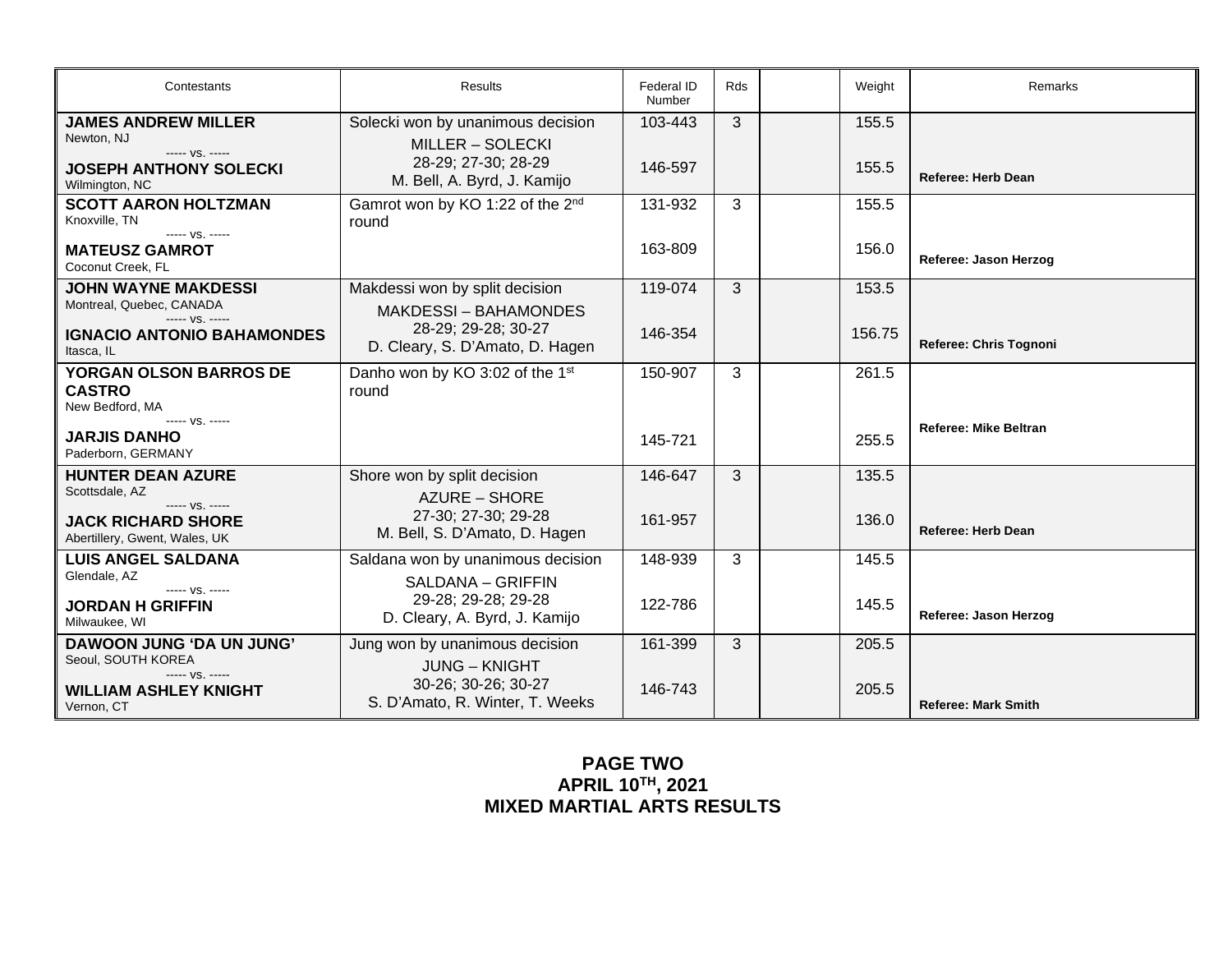| Contestants | Results | Federal ID Number | Rds | | Weight | Remarks |
|---|---|---|---|---|---|---|
| **JAMES ANDREW MILLER** Newton, NJ ----- vs. ----- **JOSEPH ANTHONY SOLECKI** Wilmington, NC | Solecki won by unanimous decision MILLER – SOLECKI 28-29; 27-30; 28-29 M. Bell, A. Byrd, J. Kamijo | 103-443 146-597 | 3 | | 155.5 155.5 | **Referee: Herb Dean** |
| **SCOTT AARON HOLTZMAN** Knoxville, TN ----- vs. ----- **MATEUSZ GAMROT** Coconut Creek, FL | Gamrot won by KO 1:22 of the 2nd round | 131-932 163-809 | 3 | | 155.5 156.0 | **Referee: Jason Herzog** |
| **JOHN WAYNE MAKDESSI** Montreal, Quebec, CANADA ----- vs. ----- **IGNACIO ANTONIO BAHAMONDES** Itasca, IL | Makdessi won by split decision MAKDESSI – BAHAMONDES 28-29; 29-28; 30-27 D. Cleary, S. D'Amato, D. Hagen | 119-074 146-354 | 3 | | 153.5 156.75 | **Referee: Chris Tognoni** |
| **YORGAN OLSON BARROS DE CASTRO** New Bedford, MA ----- vs. ----- **JARJIS DANHO** Paderborn, GERMANY | Danho won by KO 3:02 of the 1st round | 150-907 145-721 | 3 | | 261.5 255.5 | **Referee: Mike Beltran** |
| **HUNTER DEAN AZURE** Scottsdale, AZ ----- vs. ----- **JACK RICHARD SHORE** Abertillery, Gwent, Wales, UK | Shore won by split decision AZURE – SHORE 27-30; 27-30; 29-28 M. Bell, S. D'Amato, D. Hagen | 146-647 161-957 | 3 | | 135.5 136.0 | **Referee: Herb Dean** |
| **LUIS ANGEL SALDANA** Glendale, AZ ----- vs. ----- **JORDAN H GRIFFIN** Milwaukee, WI | Saldana won by unanimous decision SALDANA – GRIFFIN 29-28; 29-28; 29-28 D. Cleary, A. Byrd, J. Kamijo | 148-939 122-786 | 3 | | 145.5 145.5 | **Referee: Jason Herzog** |
| **DAWOON JUNG 'DA UN JUNG'** Seoul, SOUTH KOREA ----- vs. ----- **WILLIAM ASHLEY KNIGHT** Vernon, CT | Jung won by unanimous decision JUNG – KNIGHT 30-26; 30-26; 30-27 S. D'Amato, R. Winter, T. Weeks | 161-399 146-743 | 3 | | 205.5 205.5 | **Referee: Mark Smith** |

**PAGE TWO**
**APRIL 10TH, 2021**
**MIXED MARTIAL ARTS RESULTS**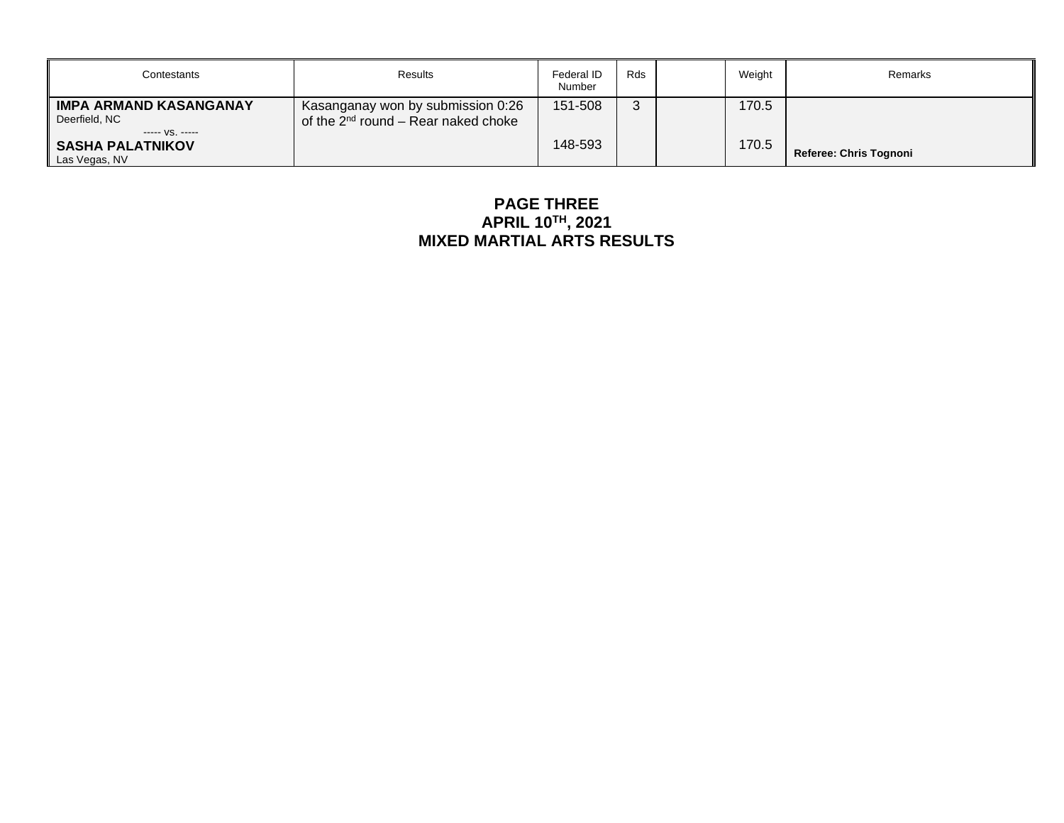| Contestants | Results | Federal ID Number | Rds | | Weight | Remarks |
|---|---|---|---|---|---|---|
| **IMPA ARMAND KASANGANAY**<br>Deerfield, NC<br>----- vs. -----<br>**SASHA PALATNIKOV**<br>Las Vegas, NV | Kasanganay won by submission 0:26 of the 2nd round – Rear naked choke | 151-508<br><br>148-593 | 3 | | 170.5<br><br>170.5 | **Referee: Chris Tognoni** |

**PAGE THREE**
**APRIL 10TH, 2021**
**MIXED MARTIAL ARTS RESULTS**